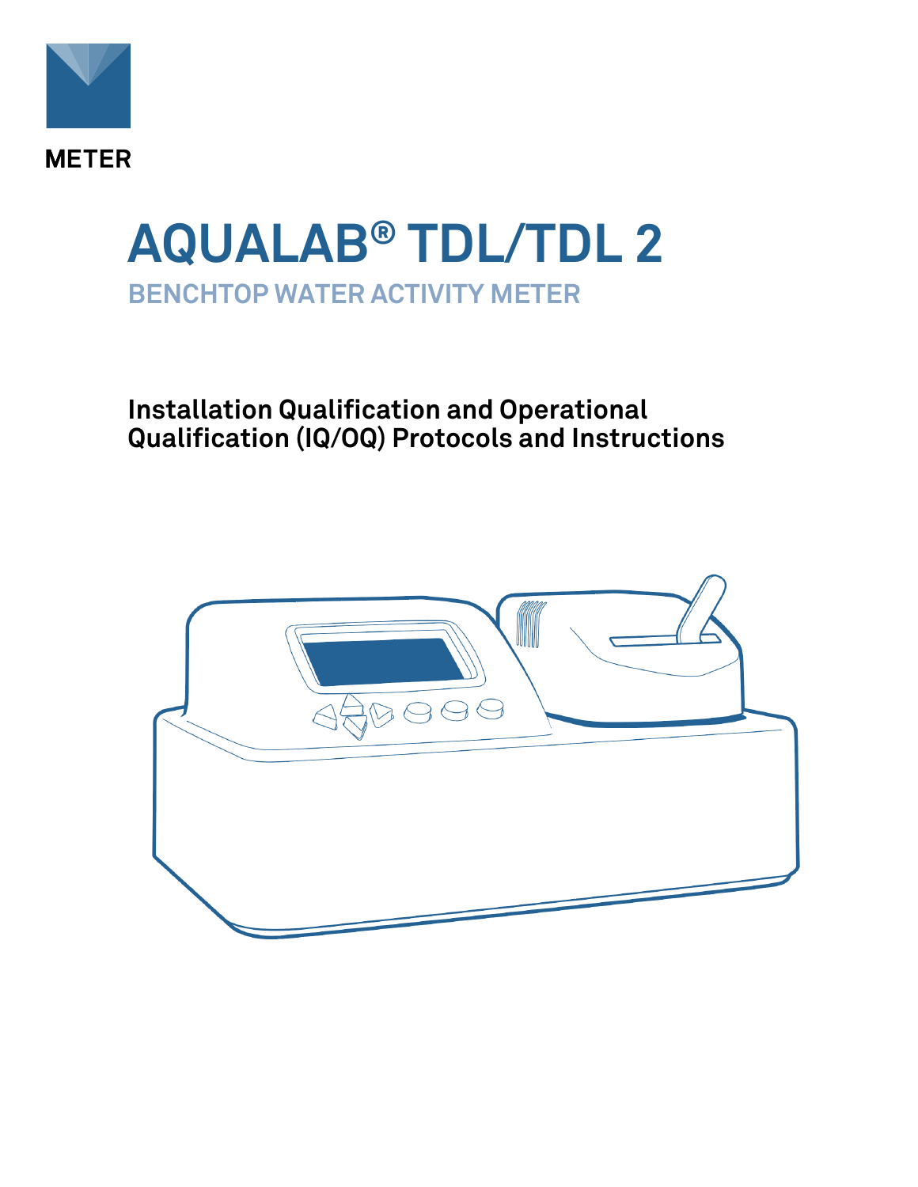METER

# AQUALAB® TDL/TDL 2

## BENCHTOP WATER ACTIVITY METER

### Installation Qualification and Operational Qualification (IQ/OQ) Protocols and Instructions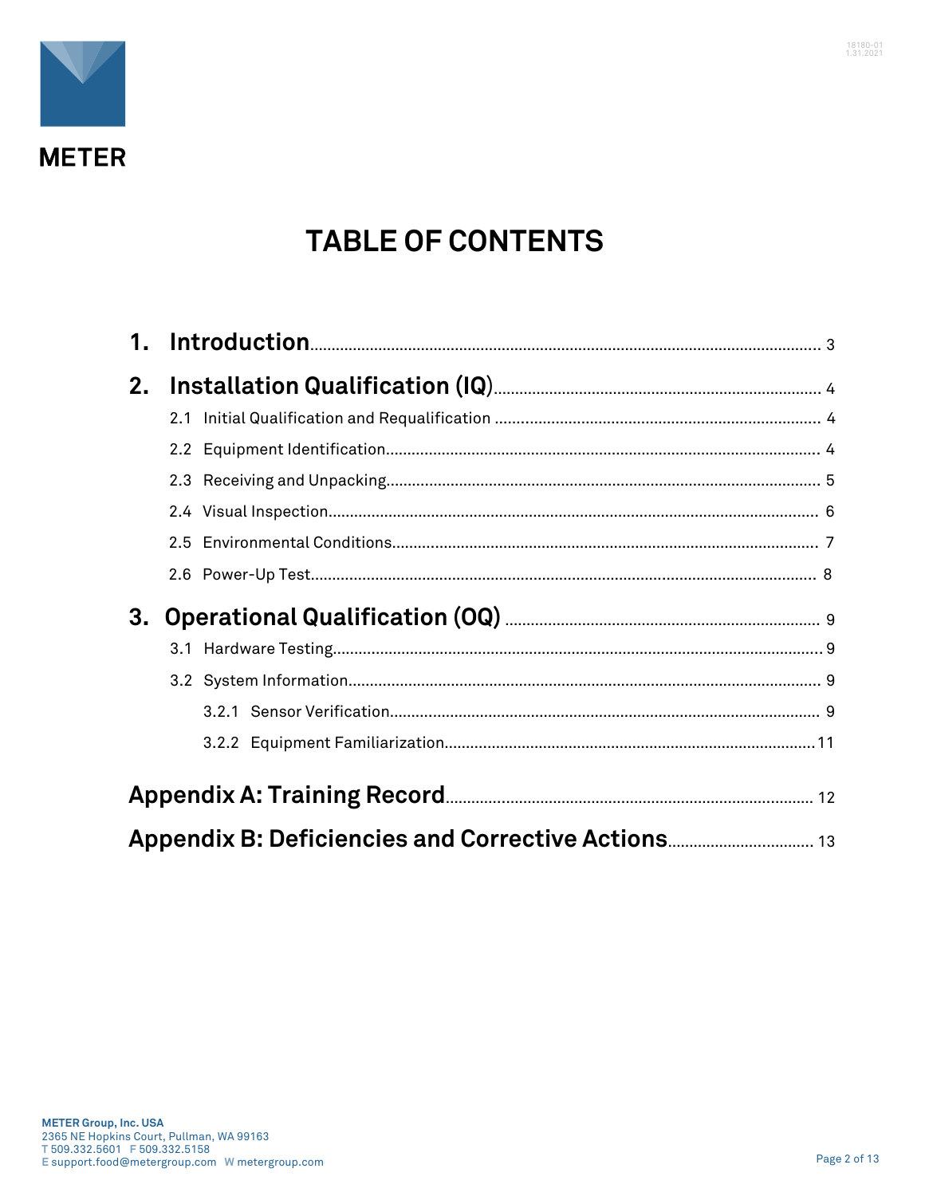# TABLE OF CONTENTS

1. **Introduction** ..... 3
2. **Installation Qualification (IQ)** ..... 4
   - 2.1 Initial Qualification and Requalification ..... 4
   - 2.2 Equipment Identification ..... 4
   - 2.3 Receiving and Unpacking ..... 5
   - 2.4 Visual Inspection ..... 6
   - 2.5 Environmental Conditions ..... 7
   - 2.6 Power-Up Test ..... 8
3. **Operational Qualification (OQ)** ..... 9
   - 3.1 Hardware Testing ..... 9
   - 3.2 System Information ..... 9
     - 3.2.1 Sensor Verification ..... 9
     - 3.2.2 Equipment Familiarization ..... 11

**Appendix A: Training Record** ..... 12

**Appendix B: Deficiencies and Corrective Actions** ..... 13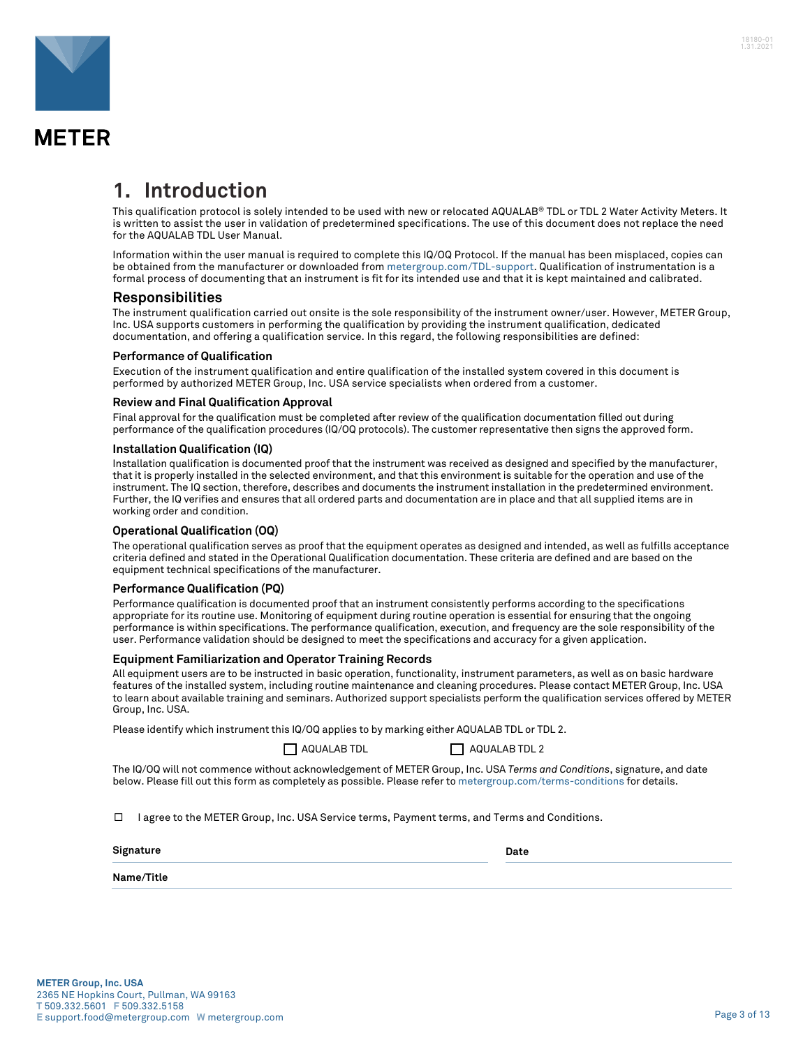# 1. Introduction

This qualification protocol is solely intended to be used with new or relocated AQUALAB® TDL or TDL 2 Water Activity Meters. It is written to assist the user in validation of predetermined specifications. The use of this document does not replace the need for the AQUALAB TDL User Manual.

Information within the user manual is required to complete this IQ/OQ Protocol. If the manual has been misplaced, copies can be obtained from the manufacturer or downloaded from metergroup.com/TDL-support. Qualification of instrumentation is a formal process of documenting that an instrument is fit for its intended use and that it is kept maintained and calibrated.

## Responsibilities

The instrument qualification carried out onsite is the sole responsibility of the instrument owner/user. However, METER Group, Inc. USA supports customers in performing the qualification by providing the instrument qualification, dedicated documentation, and offering a qualification service. In this regard, the following responsibilities are defined:

### Performance of Qualification

Execution of the instrument qualification and entire qualification of the installed system covered in this document is performed by authorized METER Group, Inc. USA service specialists when ordered from a customer.

### Review and Final Qualification Approval

Final approval for the qualification must be completed after review of the qualification documentation filled out during performance of the qualification procedures (IQ/OQ protocols). The customer representative then signs the approved form.

### Installation Qualification (IQ)

Installation qualification is documented proof that the instrument was received as designed and specified by the manufacturer, that it is properly installed in the selected environment, and that this environment is suitable for the operation and use of the instrument. The IQ section, therefore, describes and documents the instrument installation in the predetermined environment. Further, the IQ verifies and ensures that all ordered parts and documentation are in place and that all supplied items are in working order and condition.

### Operational Qualification (OQ)

The operational qualification serves as proof that the equipment operates as designed and intended, as well as fulfills acceptance criteria defined and stated in the Operational Qualification documentation. These criteria are defined and are based on the equipment technical specifications of the manufacturer.

### Performance Qualification (PQ)

Performance qualification is documented proof that an instrument consistently performs according to the specifications appropriate for its routine use. Monitoring of equipment during routine operation is essential for ensuring that the ongoing performance is within specifications. The performance qualification, execution, and frequency are the sole responsibility of the user. Performance validation should be designed to meet the specifications and accuracy for a given application.

### Equipment Familiarization and Operator Training Records

All equipment users are to be instructed in basic operation, functionality, instrument parameters, as well as on basic hardware features of the installed system, including routine maintenance and cleaning procedures. Please contact METER Group, Inc. USA to learn about available training and seminars. Authorized support specialists perform the qualification services offered by METER Group, Inc. USA.

Please identify which instrument this IQ/OQ applies to by marking either AQUALAB TDL or TDL 2.

☐ AQUALAB TDL ☐ AQUALAB TDL 2

The IQ/OQ will not commence without acknowledgement of METER Group, Inc. USA *Terms and Conditions*, signature, and date below. Please fill out this form as completely as possible. Please refer to metergroup.com/terms-conditions for details.

☐ I agree to the METER Group, Inc. USA Service terms, Payment terms, and Terms and Conditions.

**Signature** ______________________ **Date** ______________________

**Name/Title** ______________________

**METER Group, Inc. USA**
2365 NE Hopkins Court, Pullman, WA 99163
T 509.332.5601 F 509.332.5158
E support.food@metergroup.com W metergroup.com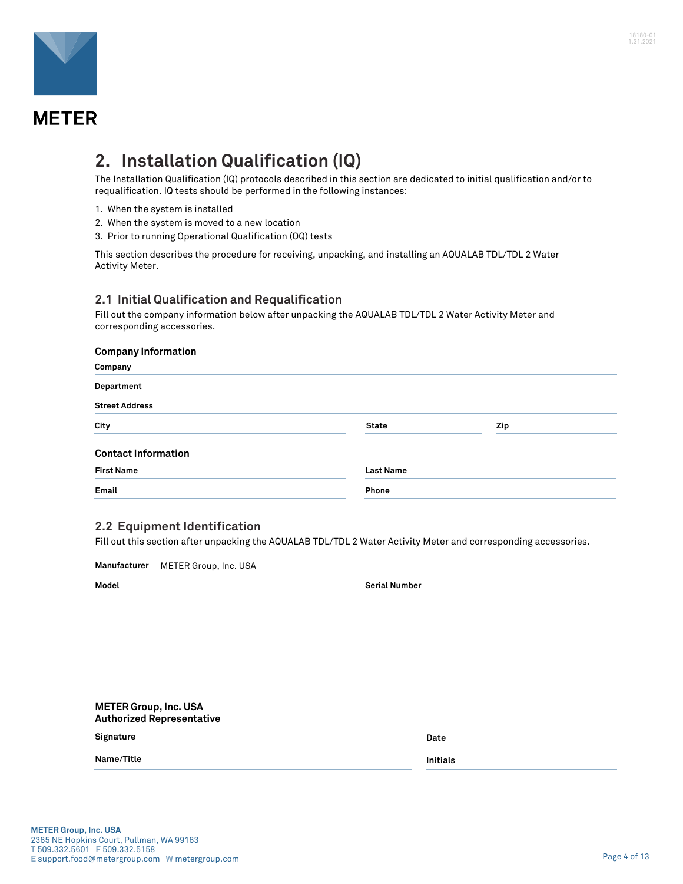## 2. Installation Qualification (IQ)

The Installation Qualification (IQ) protocols described in this section are dedicated to initial qualification and/or to requalification. IQ tests should be performed in the following instances:

1. When the system is installed
2. When the system is moved to a new location
3. Prior to running Operational Qualification (OQ) tests

This section describes the procedure for receiving, unpacking, and installing an AQUALAB TDL/TDL 2 Water Activity Meter.

### 2.1 Initial Qualification and Requalification

Fill out the company information below after unpacking the AQUALAB TDL/TDL 2 Water Activity Meter and corresponding accessories.

**Company Information**

**Company** ______________________________

**Department** ______________________________

**Street Address** ______________________________

**City** ______________ **State** ______________ **Zip** ______________

**Contact Information**

**First Name** ______________ **Last Name** ______________

**Email** ______________ **Phone** ______________

### 2.2 Equipment Identification

Fill out this section after unpacking the AQUALAB TDL/TDL 2 Water Activity Meter and corresponding accessories.

**Manufacturer** METER Group, Inc. USA

**Model** ______________ **Serial Number** ______________

**METER Group, Inc. USA**
**Authorized Representative**

**Signature** ______________ **Date** ______________

**Name/Title** ______________ **Initials** ______________

**METER Group, Inc. USA**
2365 NE Hopkins Court, Pullman, WA 99163
T 509.332.5601 F 509.332.5158
E support.food@metergroup.com W metergroup.com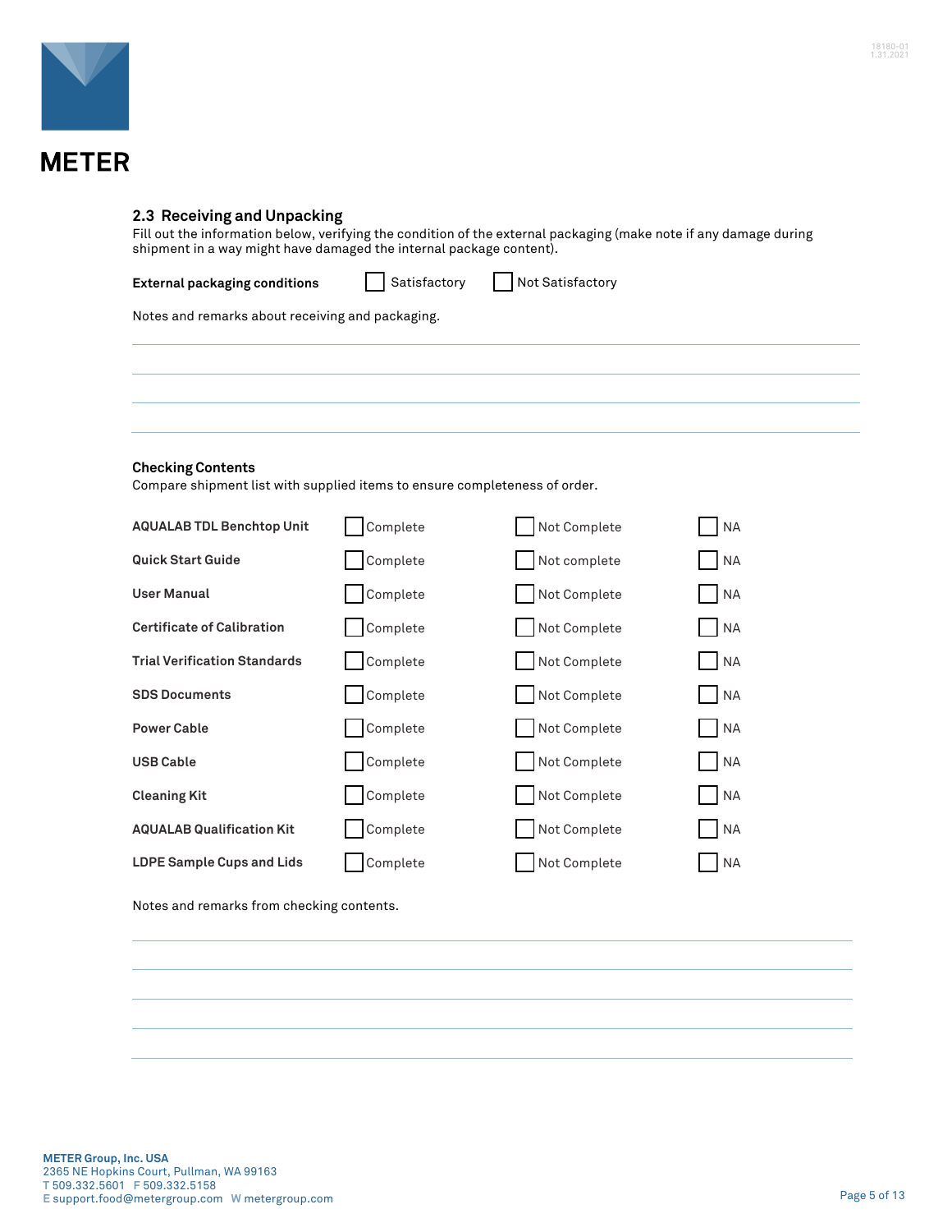## 2.3 Receiving and Unpacking

Fill out the information below, verifying the condition of the external packaging (make note if any damage during shipment in a way might have damaged the internal package content).

**External packaging conditions** ☐ Satisfactory ☐ Not Satisfactory

Notes and remarks about receiving and packaging.

_______________________________________________

_______________________________________________

_______________________________________________

_______________________________________________

### Checking Contents

Compare shipment list with supplied items to ensure completeness of order.

| Item | | | |
|---|---|---|---|
| **AQUALAB TDL Benchtop Unit** | ☐ Complete | ☐ Not Complete | ☐ NA |
| **Quick Start Guide** | ☐ Complete | ☐ Not complete | ☐ NA |
| **User Manual** | ☐ Complete | ☐ Not Complete | ☐ NA |
| **Certificate of Calibration** | ☐ Complete | ☐ Not Complete | ☐ NA |
| **Trial Verification Standards** | ☐ Complete | ☐ Not Complete | ☐ NA |
| **SDS Documents** | ☐ Complete | ☐ Not Complete | ☐ NA |
| **Power Cable** | ☐ Complete | ☐ Not Complete | ☐ NA |
| **USB Cable** | ☐ Complete | ☐ Not Complete | ☐ NA |
| **Cleaning Kit** | ☐ Complete | ☐ Not Complete | ☐ NA |
| **AQUALAB Qualification Kit** | ☐ Complete | ☐ Not Complete | ☐ NA |
| **LDPE Sample Cups and Lids** | ☐ Complete | ☐ Not Complete | ☐ NA |

Notes and remarks from checking contents.

_______________________________________________

_______________________________________________

_______________________________________________

_______________________________________________

_______________________________________________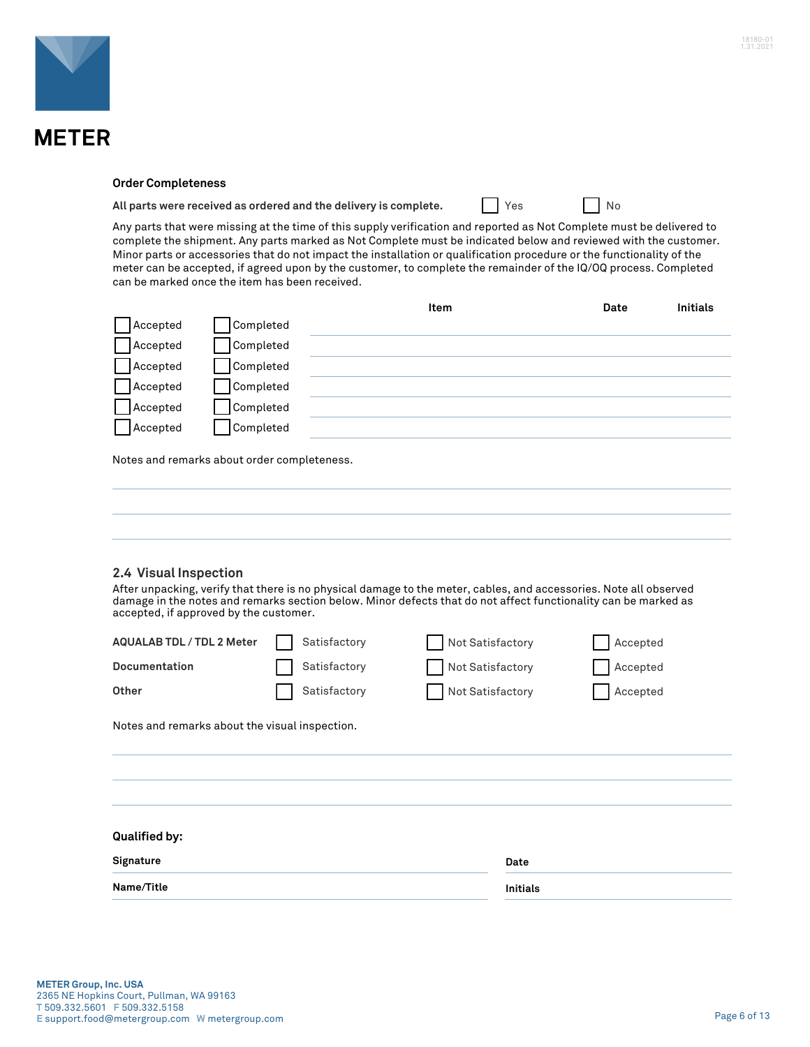**METER**

### Order Completeness

**All parts were received as ordered and the delivery is complete.** ☐ Yes ☐ No

Any parts that were missing at the time of this supply verification and reported as Not Complete must be delivered to complete the shipment. Any parts marked as Not Complete must be indicated below and reviewed with the customer. Minor parts or accessories that do not impact the installation or qualification procedure or the functionality of the meter can be accepted, if agreed upon by the customer, to complete the remainder of the IQ/OQ process. Completed can be marked once the item has been received.

| | | Item | Date | Initials |
|---|---|---|---|---|
| ☐ Accepted | ☐ Completed | | | |
| ☐ Accepted | ☐ Completed | | | |
| ☐ Accepted | ☐ Completed | | | |
| ☐ Accepted | ☐ Completed | | | |
| ☐ Accepted | ☐ Completed | | | |
| ☐ Accepted | ☐ Completed | | | |

Notes and remarks about order completeness.

______________________________________________

______________________________________________

______________________________________________

## 2.4 Visual Inspection

After unpacking, verify that there is no physical damage to the meter, cables, and accessories. Note all observed damage in the notes and remarks section below. Minor defects that do not affect functionality can be marked as accepted, if approved by the customer.

| | | | |
|---|---|---|---|
| **AQUALAB TDL / TDL 2 Meter** | ☐ Satisfactory | ☐ Not Satisfactory | ☐ Accepted |
| **Documentation** | ☐ Satisfactory | ☐ Not Satisfactory | ☐ Accepted |
| **Other** | ☐ Satisfactory | ☐ Not Satisfactory | ☐ Accepted |

Notes and remarks about the visual inspection.

______________________________________________

______________________________________________

______________________________________________

**Qualified by:**

| | |
|---|---|
| **Signature** | **Date** |
| **Name/Title** | **Initials** |

**METER Group, Inc. USA**
2365 NE Hopkins Court, Pullman, WA 99163
T 509.332.5601 F 509.332.5158
E support.food@metergroup.com W metergroup.com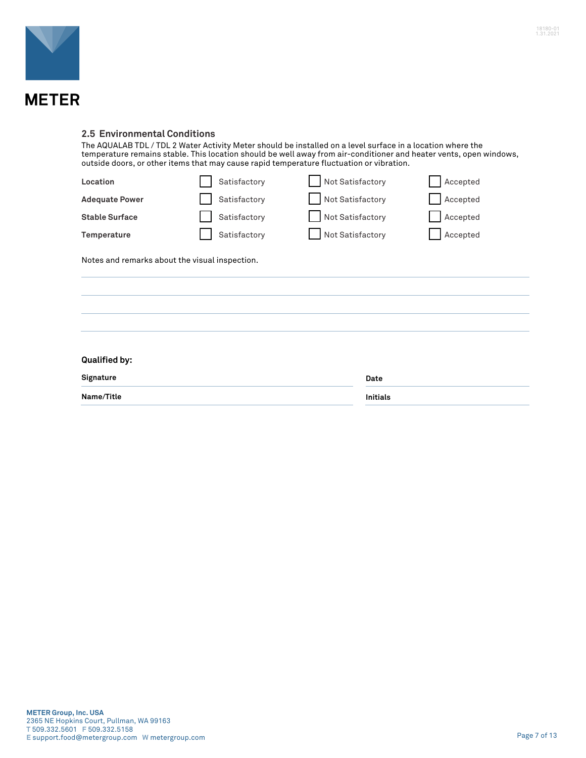METER

## 2.5 Environmental Conditions

The AQUALAB TDL / TDL 2 Water Activity Meter should be installed on a level surface in a location where the temperature remains stable. This location should be well away from air-conditioner and heater vents, open windows, outside doors, or other items that may cause rapid temperature fluctuation or vibration.

| | | | |
|---|---|---|---|
| **Location** | ☐ Satisfactory | ☐ Not Satisfactory | ☐ Accepted |
| **Adequate Power** | ☐ Satisfactory | ☐ Not Satisfactory | ☐ Accepted |
| **Stable Surface** | ☐ Satisfactory | ☐ Not Satisfactory | ☐ Accepted |
| **Temperature** | ☐ Satisfactory | ☐ Not Satisfactory | ☐ Accepted |

Notes and remarks about the visual inspection.

______________________________________________

______________________________________________

______________________________________________

______________________________________________

**Qualified by:**

**Signature** ______________________________ **Date** ______________________________

**Name/Title** ______________________________ **Initials** ______________________________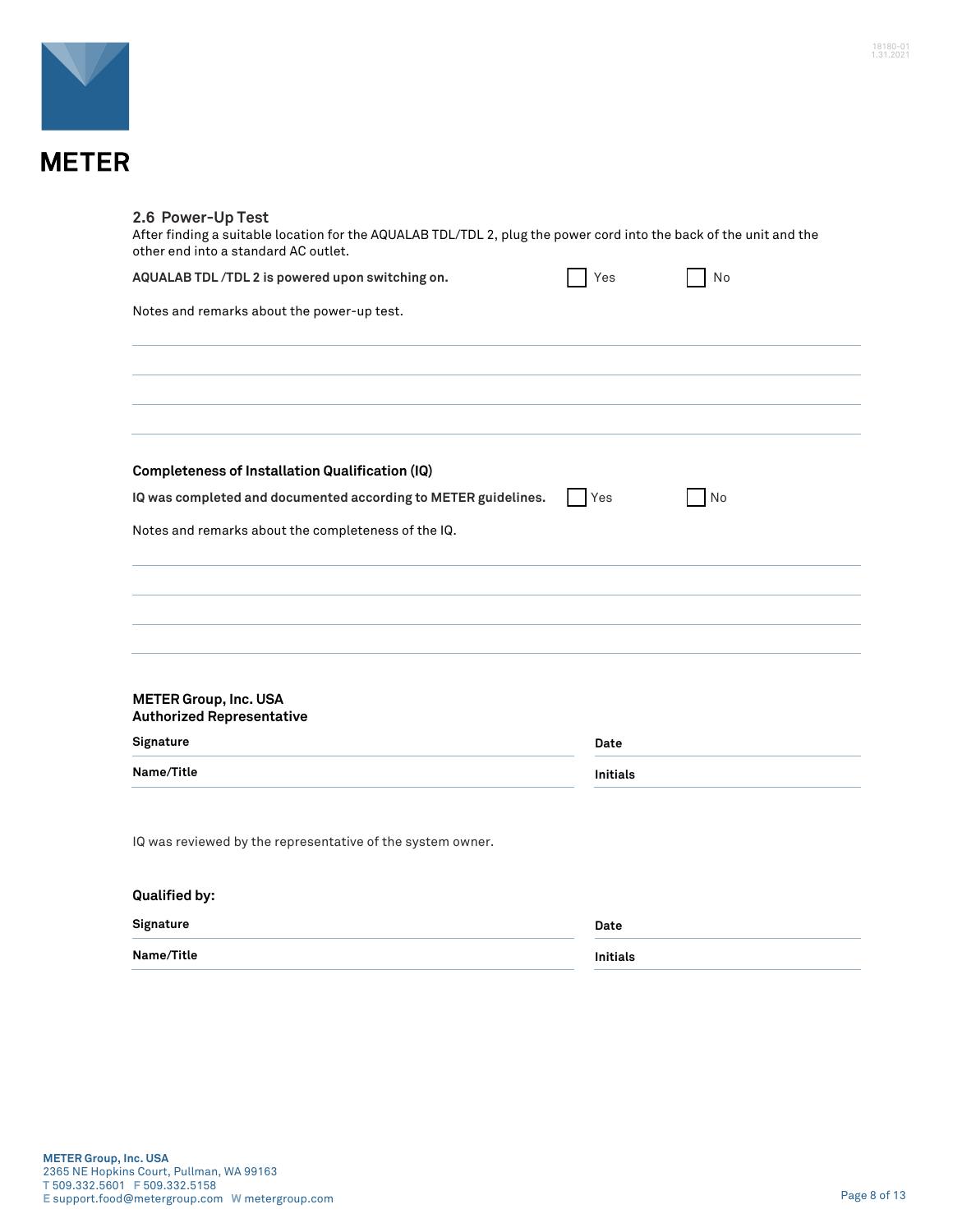## 2.6 Power-Up Test

After finding a suitable location for the AQUALAB TDL/TDL 2, plug the power cord into the back of the unit and the other end into a standard AC outlet.

**AQUALAB TDL /TDL 2 is powered upon switching on.** ☐ Yes ☐ No

Notes and remarks about the power-up test.

\_\_\_\_\_\_\_\_\_\_\_\_\_\_\_\_\_\_\_\_\_\_\_\_\_\_\_\_\_\_\_\_\_\_\_\_\_\_\_\_\_\_\_\_\_\_\_\_\_\_

\_\_\_\_\_\_\_\_\_\_\_\_\_\_\_\_\_\_\_\_\_\_\_\_\_\_\_\_\_\_\_\_\_\_\_\_\_\_\_\_\_\_\_\_\_\_\_\_\_\_

\_\_\_\_\_\_\_\_\_\_\_\_\_\_\_\_\_\_\_\_\_\_\_\_\_\_\_\_\_\_\_\_\_\_\_\_\_\_\_\_\_\_\_\_\_\_\_\_\_\_

\_\_\_\_\_\_\_\_\_\_\_\_\_\_\_\_\_\_\_\_\_\_\_\_\_\_\_\_\_\_\_\_\_\_\_\_\_\_\_\_\_\_\_\_\_\_\_\_\_\_

### Completeness of Installation Qualification (IQ)

**IQ was completed and documented according to METER guidelines.** ☐ Yes ☐ No

Notes and remarks about the completeness of the IQ.

\_\_\_\_\_\_\_\_\_\_\_\_\_\_\_\_\_\_\_\_\_\_\_\_\_\_\_\_\_\_\_\_\_\_\_\_\_\_\_\_\_\_\_\_\_\_\_\_\_\_

\_\_\_\_\_\_\_\_\_\_\_\_\_\_\_\_\_\_\_\_\_\_\_\_\_\_\_\_\_\_\_\_\_\_\_\_\_\_\_\_\_\_\_\_\_\_\_\_\_\_

\_\_\_\_\_\_\_\_\_\_\_\_\_\_\_\_\_\_\_\_\_\_\_\_\_\_\_\_\_\_\_\_\_\_\_\_\_\_\_\_\_\_\_\_\_\_\_\_\_\_

\_\_\_\_\_\_\_\_\_\_\_\_\_\_\_\_\_\_\_\_\_\_\_\_\_\_\_\_\_\_\_\_\_\_\_\_\_\_\_\_\_\_\_\_\_\_\_\_\_\_

**METER Group, Inc. USA**
**Authorized Representative**

| | |
|---|---|
| **Signature** | **Date** |
| **Name/Title** | **Initials** |

IQ was reviewed by the representative of the system owner.

**Qualified by:**

| | |
|---|---|
| **Signature** | **Date** |
| **Name/Title** | **Initials** |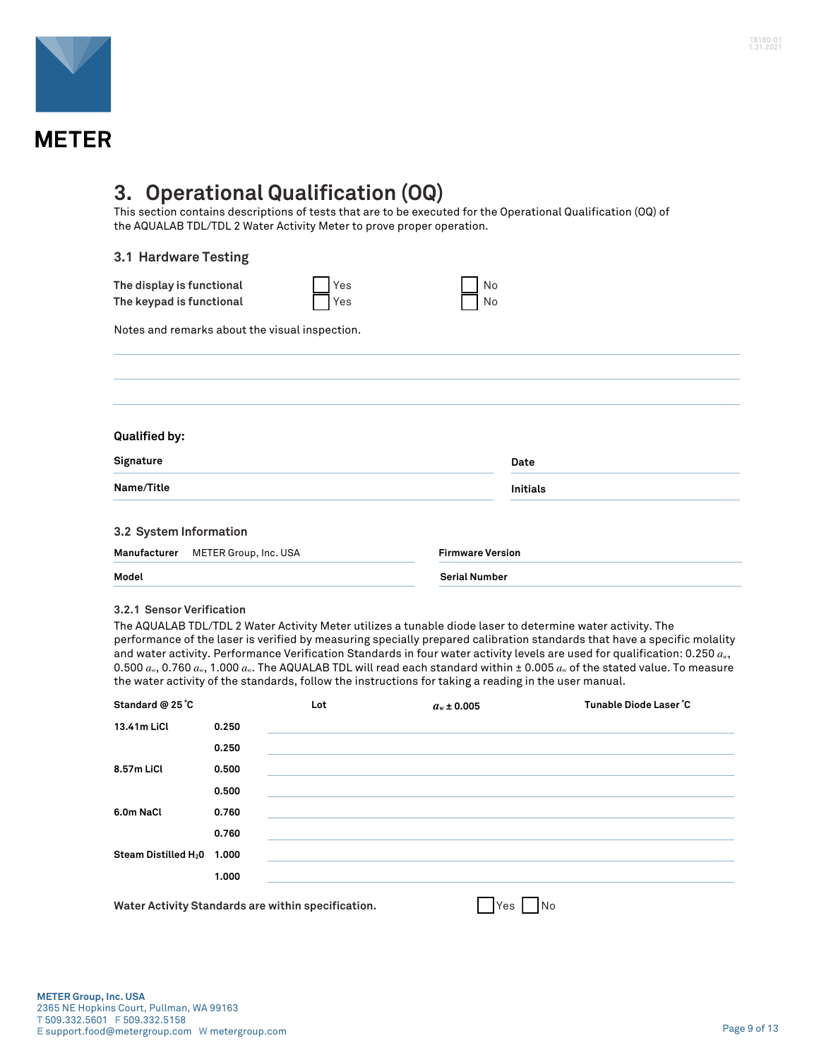METER

# 3. Operational Qualification (OQ)

This section contains descriptions of tests that are to be executed for the Operational Qualification (OQ) of the AQUALAB TDL/TDL 2 Water Activity Meter to prove proper operation.

## 3.1 Hardware Testing

| | | |
|---|---|---|
| **The display is functional** | ☐ Yes | ☐ No |
| **The keypad is functional** | ☐ Yes | ☐ No |

Notes and remarks about the visual inspection.

______________________________________________________________________

______________________________________________________________________

______________________________________________________________________

**Qualified by:**

| | |
|---|---|
| **Signature** | **Date** |
| **Name/Title** | **Initials** |

## 3.2 System Information

| | |
|---|---|
| **Manufacturer** METER Group, Inc. USA | **Firmware Version** |
| **Model** | **Serial Number** |

### 3.2.1 Sensor Verification

The AQUALAB TDL/TDL 2 Water Activity Meter utilizes a tunable diode laser to determine water activity. The performance of the laser is verified by measuring specially prepared calibration standards that have a specific molality and water activity. Performance Verification Standards in four water activity levels are used for qualification: 0.250 $a_w$, 0.500 $a_w$, 0.760 $a_w$, 1.000 $a_w$. The AQUALAB TDL will read each standard within ± 0.005 $a_w$ of the stated value. To measure the water activity of the standards, follow the instructions for taking a reading in the user manual.

| Standard @ 25 °C | | Lot | $a_w$ ± 0.005 | Tunable Diode Laser °C |
|---|---|---|---|---|
| 13.41m LiCl | 0.250 | | | |
| | 0.250 | | | |
| 8.57m LiCl | 0.500 | | | |
| | 0.500 | | | |
| 6.0m NaCl | 0.760 | | | |
| | 0.760 | | | |
| Steam Distilled $H_2O$ | 1.000 | | | |
| | 1.000 | | | |

**Water Activity Standards are within specification.** ☐ Yes ☐ No

**METER Group, Inc. USA**
2365 NE Hopkins Court, Pullman, WA 99163
T 509.332.5601 F 509.332.5158
E support.food@metergroup.com W metergroup.com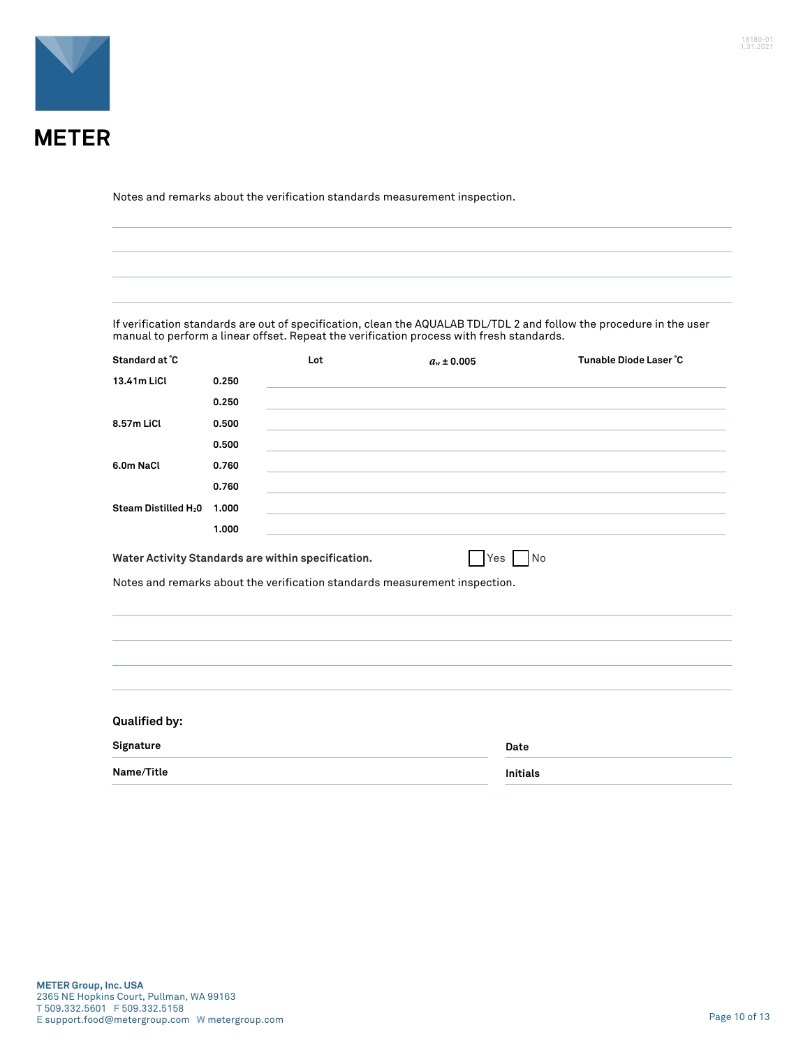Notes and remarks about the verification standards measurement inspection.

If verification standards are out of specification, clean the AQUALAB TDL/TDL 2 and follow the procedure in the user manual to perform a linear offset. Repeat the verification process with fresh standards.

| Standard at °C | | Lot | $a_w$ ± 0.005 | Tunable Diode Laser °C |
|---|---|---|---|---|
| 13.41m LiCl | 0.250 | | | |
| | 0.250 | | | |
| 8.57m LiCl | 0.500 | | | |
| | 0.500 | | | |
| 6.0m NaCl | 0.760 | | | |
| | 0.760 | | | |
| Steam Distilled $H_2O$ | 1.000 | | | |
| | 1.000 | | | |

**Water Activity Standards are within specification.** ☐ Yes ☐ No

Notes and remarks about the verification standards measurement inspection.

**Qualified by:**

**Signature** ____________________ **Date** ____________________

**Name/Title** ____________________ **Initials** ____________________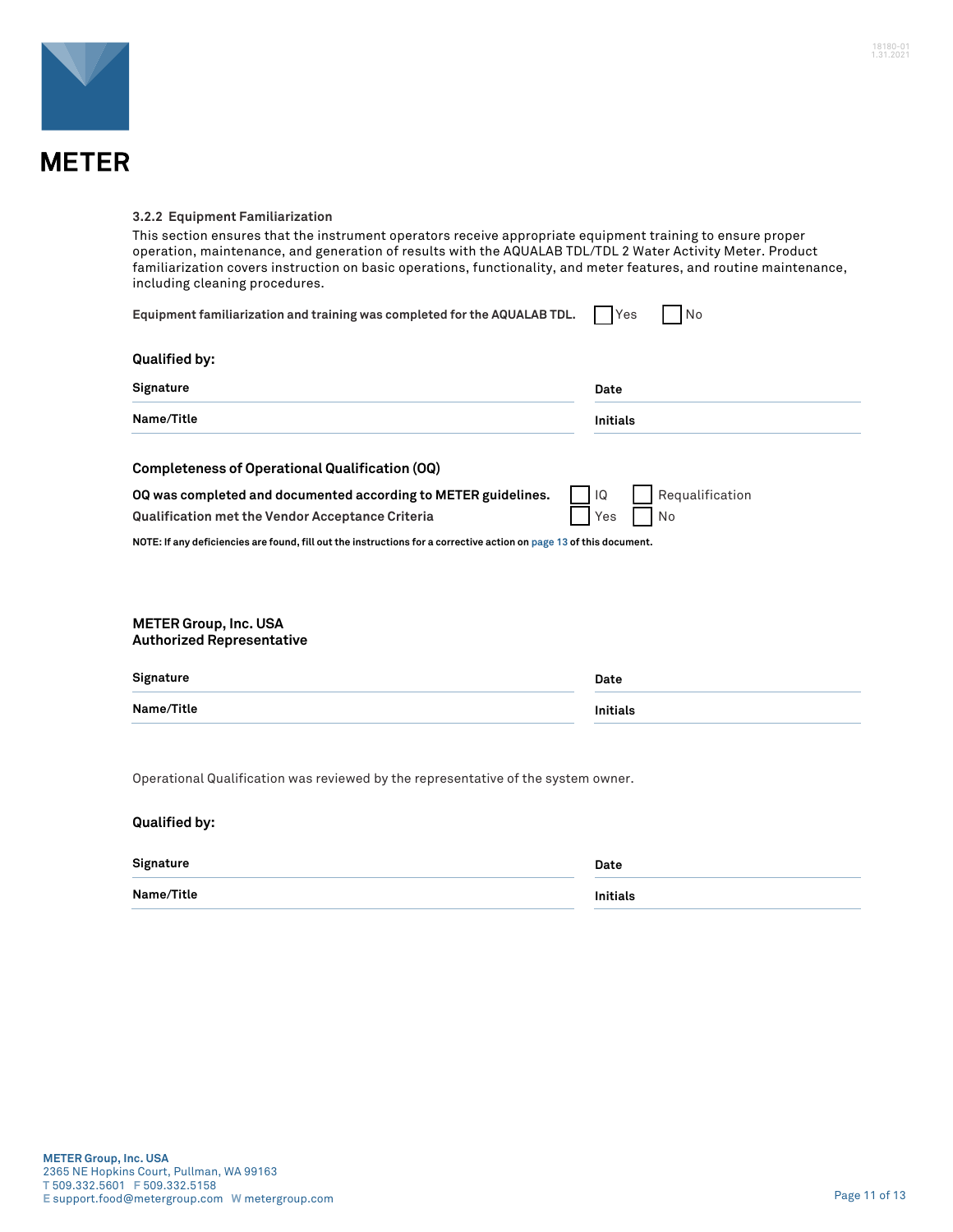### 3.2.2 Equipment Familiarization

This section ensures that the instrument operators receive appropriate equipment training to ensure proper operation, maintenance, and generation of results with the AQUALAB TDL/TDL 2 Water Activity Meter. Product familiarization covers instruction on basic operations, functionality, and meter features, and routine maintenance, including cleaning procedures.

**Equipment familiarization and training was completed for the AQUALAB TDL.** ☐ Yes ☐ No

**Qualified by:**

| | |
|---|---|
| **Signature** | **Date** |
| **Name/Title** | **Initials** |

**Completeness of Operational Qualification (OQ)**

**OQ was completed and documented according to METER guidelines.** ☐ IQ ☐ Requalification

**Qualification met the Vendor Acceptance Criteria** ☐ Yes ☐ No

**NOTE: If any deficiencies are found, fill out the instructions for a corrective action on page 13 of this document.**

**METER Group, Inc. USA**
**Authorized Representative**

| | |
|---|---|
| **Signature** | **Date** |
| **Name/Title** | **Initials** |

Operational Qualification was reviewed by the representative of the system owner.

**Qualified by:**

| | |
|---|---|
| **Signature** | **Date** |
| **Name/Title** | **Initials** |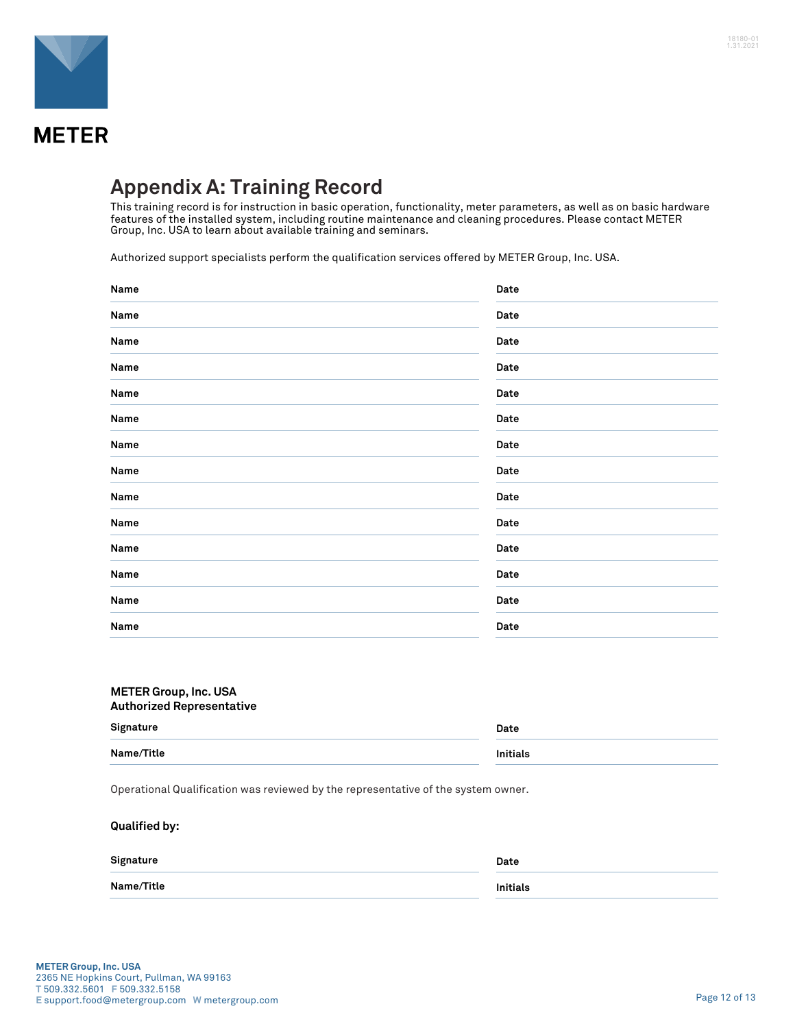# Appendix A: Training Record

This training record is for instruction in basic operation, functionality, meter parameters, as well as on basic hardware features of the installed system, including routine maintenance and cleaning procedures. Please contact METER Group, Inc. USA to learn about available training and seminars.

Authorized support specialists perform the qualification services offered by METER Group, Inc. USA.

| Name | Date |
|---|---|
| Name | Date |
| Name | Date |
| Name | Date |
| Name | Date |
| Name | Date |
| Name | Date |
| Name | Date |
| Name | Date |
| Name | Date |
| Name | Date |
| Name | Date |
| Name | Date |
| Name | Date |

**METER Group, Inc. USA**
**Authorized Representative**

| Signature | Date |
|---|---|
| Name/Title | Initials |

Operational Qualification was reviewed by the representative of the system owner.

**Qualified by:**

| Signature | Date |
|---|---|
| Name/Title | Initials |

**METER Group, Inc. USA**
2365 NE Hopkins Court, Pullman, WA 99163
T 509.332.5601 F 509.332.5158
E support.food@metergroup.com W metergroup.com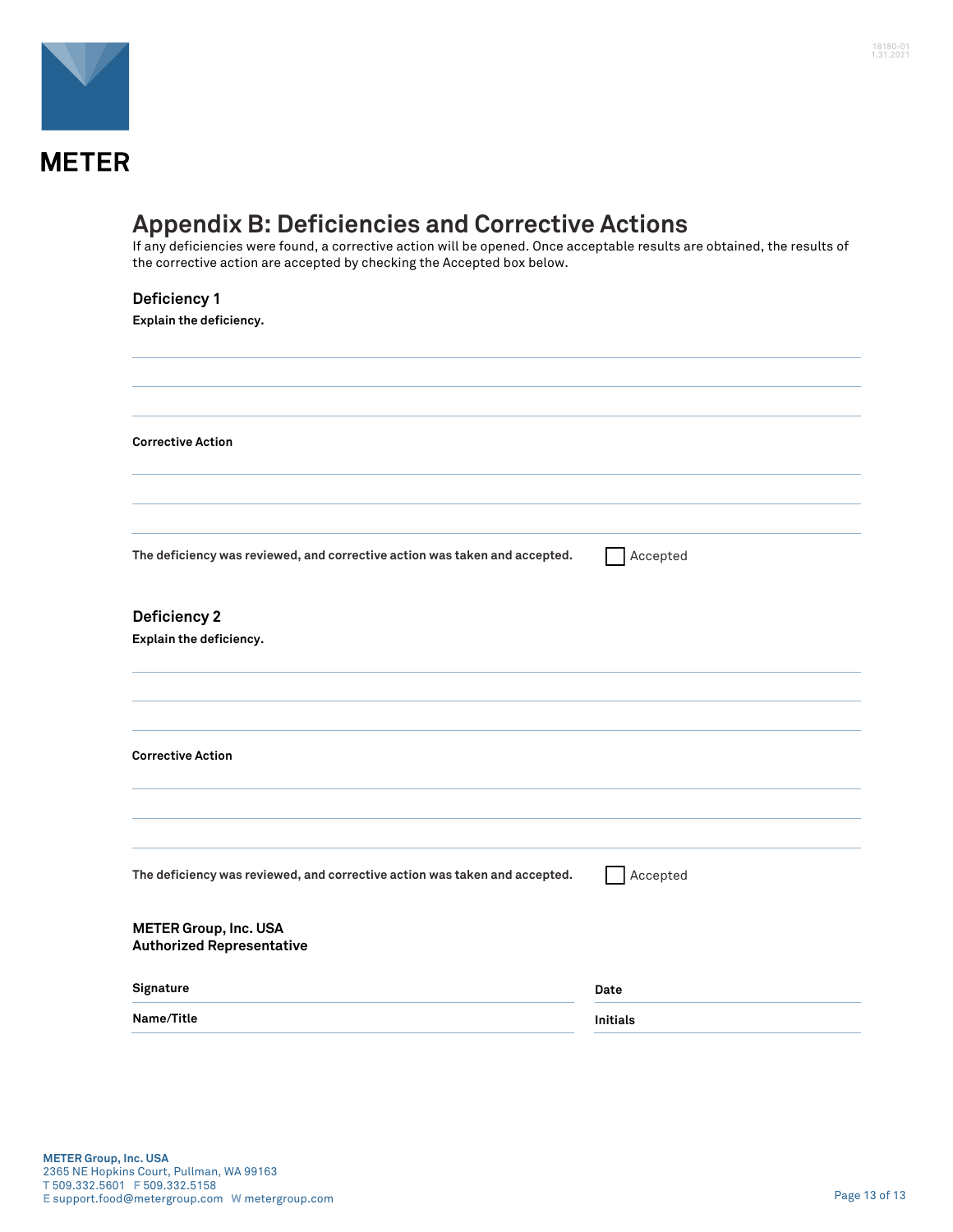METER

18180-01
1.31.2021

# Appendix B: Deficiencies and Corrective Actions

If any deficiencies were found, a corrective action will be opened. Once acceptable results are obtained, the results of the corrective action are accepted by checking the Accepted box below.

### Deficiency 1

**Explain the deficiency.**

**Corrective Action**

**The deficiency was reviewed, and corrective action was taken and accepted.** ☐ Accepted

### Deficiency 2

**Explain the deficiency.**

**Corrective Action**

**The deficiency was reviewed, and corrective action was taken and accepted.** ☐ Accepted

**METER Group, Inc. USA**
**Authorized Representative**

| | |
|---|---|
| **Signature** | **Date** |
| **Name/Title** | **Initials** |

**METER Group, Inc. USA**
2365 NE Hopkins Court, Pullman, WA 99163
T 509.332.5601 F 509.332.5158
E support.food@metergroup.com W metergroup.com